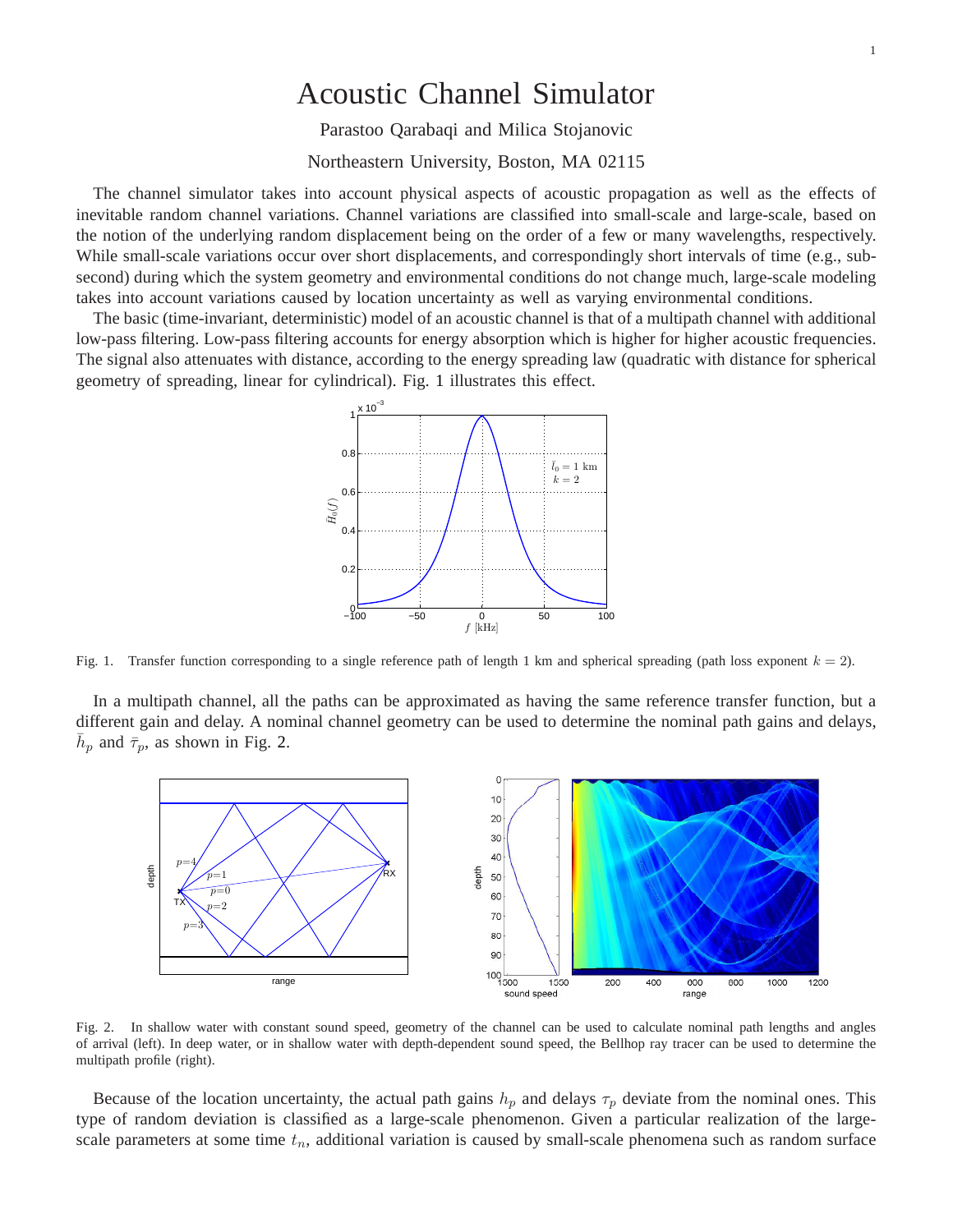# Acoustic Channel Simulator

Parastoo Qarabaqi and Milica Stojanovic

Northeastern University, Boston, MA 02115

The channel simulator takes into account physical aspects of acoustic propagation as well as the effects of inevitable random channel variations. Channel variations are classified into small-scale and large-scale, based on the notion of the underlying random displacement being on the order of a few or many wavelengths, respectively. While small-scale variations occur over short displacements, and correspondingly short intervals of time (e.g., sub-second) during which the system geometry and environmental conditions do not change much, large-scale modeling takes into account variations caused by location uncertainty as well as varying environmental conditions.

The basic (time-invariant, deterministic) model of an acoustic channel is that of a multipath channel with additional low-pass filtering. Low-pass filtering accounts for energy absorption which is higher for higher acoustic frequencies. The signal also attenuates with distance, according to the energy spreading law (quadratic with distance for spherical geometry of spreading, linear for cylindrical). Fig. 1 illustrates this effect.

Fig. 1. Transfer function corresponding to a single reference path of length 1 km and spherical spreading (path loss exponent $k = 2$).

In a multipath channel, all the paths can be approximated as having the same reference transfer function, but a different gain and delay. A nominal channel geometry can be used to determine the nominal path gains and delays, $\bar{h}_p$ and $\bar{\tau}_p$, as shown in Fig. 2.

Fig. 2. In shallow water with constant sound speed, geometry of the channel can be used to calculate nominal path lengths and angles of arrival (left). In deep water, or in shallow water with depth-dependent sound speed, the Bellhop ray tracer can be used to determine the multipath profile (right).

Because of the location uncertainty, the actual path gains $h_p$ and delays $\tau_p$ deviate from the nominal ones. This type of random deviation is classified as a large-scale phenomenon. Given a particular realization of the large-scale parameters at some time $t_n$, additional variation is caused by small-scale phenomena such as random surface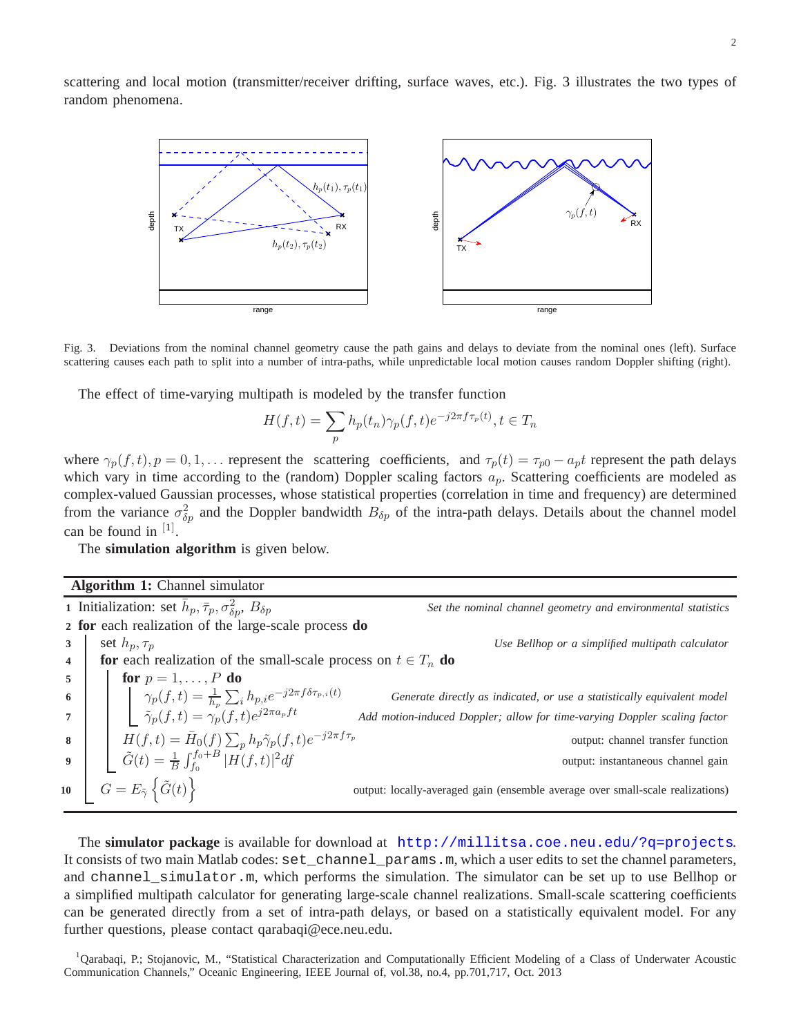scattering and local motion (transmitter/receiver drifting, surface waves, etc.). Fig. 3 illustrates the two types of random phenomena.

depth

TX

RX

$h_p(t_1), \tau_p(t_1)$

$h_p(t_2), \tau_p(t_2)$

range

depth

TX

RX

$\gamma_p(f,t)$

range

Fig. 3. Deviations from the nominal channel geometry cause the path gains and delays to deviate from the nominal ones (left). Surface scattering causes each path to split into a number of intra-paths, while unpredictable local motion causes random Doppler shifting (right).

The effect of time-varying multipath is modeled by the transfer function

$$H(f,t) = \sum_p h_p(t_n)\gamma_p(f,t)e^{-j2\pi f\tau_p(t)}, t \in T_n$$

where $\gamma_p(f,t), p = 0,1,\ldots$ represent the scattering coefficients, and $\tau_p(t) = \tau_{p0} - a_p t$ represent the path delays which vary in time according to the (random) Doppler scaling factors $a_p$. Scattering coefficients are modeled as complex-valued Gaussian processes, whose statistical properties (correlation in time and frequency) are determined from the variance $\sigma^2_{\delta p}$ and the Doppler bandwidth $B_{\delta p}$ of the intra-path delays. Details about the channel model can be found in [1].

The **simulation algorithm** is given below.

**Algorithm 1:** Channel simulator

```
1  Initialization: set h̄_p, τ̄_p, σ²_δp, B_δp                  Set the nominal channel geometry and environmental statistics
2  for each realization of the large-scale process do
3      set h_p, τ_p                                              Use Bellhop or a simplified multipath calculator
4      for each realization of the small-scale process on t ∈ T_n do
5          for p = 1,...,P do
6              γ_p(f,t) = (1/h̄_p) Σ_i h_{p,i} e^{-j2πfδτ_{p,i}(t)}   Generate directly as indicated, or use a statistically equivalent model
7              γ̃_p(f,t) = γ_p(f,t) e^{j2πa_p ft}                   Add motion-induced Doppler; allow for time-varying Doppler scaling factor
8          H(f,t) = H̄_0(f) Σ_p h_p γ̃_p(f,t) e^{-j2πfτ_p}          output: channel transfer function
9          G̃(t) = (1/B) ∫_{f_0}^{f_0+B} |H(f,t)|² df              output: instantaneous channel gain
10     G = E_γ̃ {G̃(t)}                                            output: locally-averaged gain (ensemble average over small-scale realizations)
```

1. Initialization: set $\bar{h}_p, \bar{\tau}_p, \sigma^2_{\delta p}, B_{\delta p}$ — *Set the nominal channel geometry and environmental statistics*
2. **for** each realization of the large-scale process **do**
3. set $h_p, \tau_p$ — *Use Bellhop or a simplified multipath calculator*
4. **for** each realization of the small-scale process on $t \in T_n$ **do**
5. **for** $p = 1, \ldots, P$ **do**
6. $\gamma_p(f,t) = \frac{1}{\bar{h}_p}\sum_i h_{p,i} e^{-j2\pi f \delta\tau_{p,i}(t)}$ — *Generate directly as indicated, or use a statistically equivalent model*
7. $\tilde{\gamma}_p(f,t) = \gamma_p(f,t)e^{j2\pi a_p f t}$ — *Add motion-induced Doppler; allow for time-varying Doppler scaling factor*
8. $H(f,t) = \bar{H}_0(f)\sum_p h_p \tilde{\gamma}_p(f,t)e^{-j2\pi f\tau_p}$ — output: channel transfer function
9. $\tilde{G}(t) = \frac{1}{B}\int_{f_0}^{f_0+B} |H(f,t)|^2 df$ — output: instantaneous channel gain
10. $G = E_{\tilde{\gamma}}\left\{\tilde{G}(t)\right\}$ — output: locally-averaged gain (ensemble average over small-scale realizations)

The **simulator package** is available for download at http://millitsa.coe.neu.edu/?q=projects. It consists of two main Matlab codes: `set_channel_params.m`, which a user edits to set the channel parameters, and `channel_simulator.m`, which performs the simulation. The simulator can be set up to use Bellhop or a simplified multipath calculator for generating large-scale channel realizations. Small-scale scattering coefficients can be generated directly from a set of intra-path delays, or based on a statistically equivalent model. For any further questions, please contact qarabaqi@ece.neu.edu.

[1]Qarabaqi, P.; Stojanovic, M., "Statistical Characterization and Computationally Efficient Modeling of a Class of Underwater Acoustic Communication Channels," Oceanic Engineering, IEEE Journal of, vol.38, no.4, pp.701,717, Oct. 2013